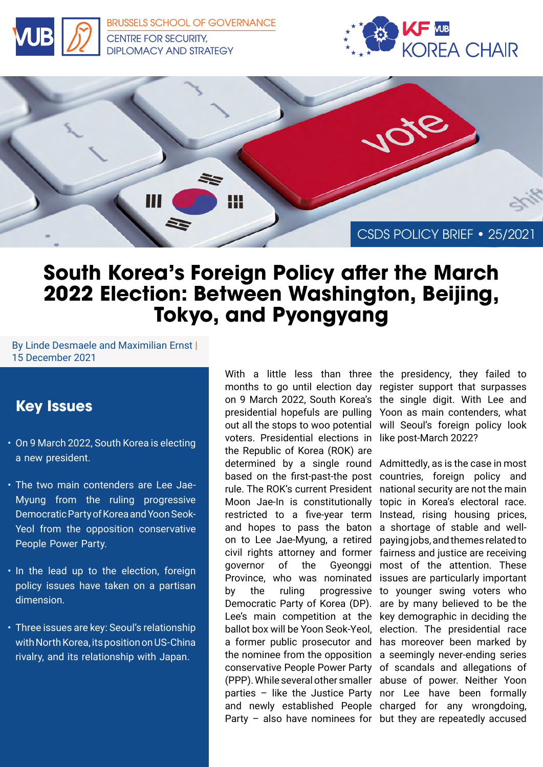BRUSSELS SCHOOL OF GOVERNANCE
CENTRE FOR SECURITY, DIPLOMACY AND STRATEGY

KF VUB KOREA CHAIR

CSDS POLICY BRIEF • 25/2021

# South Korea's Foreign Policy after the March 2022 Election: Between Washington, Beijing, Tokyo, and Pyongyang

By Linde Desmaele and Maximilian Ernst | 15 December 2021

## Key Issues

- On 9 March 2022, South Korea is electing a new president.
- The two main contenders are Lee Jae-Myung from the ruling progressive Democratic Party of Korea and Yoon Seok-Yeol from the opposition conservative People Power Party.
- In the lead up to the election, foreign policy issues have taken on a partisan dimension.
- Three issues are key: Seoul's relationship with North Korea, its position on US-China rivalry, and its relationship with Japan.

With a little less than three months to go until election day on 9 March 2022, South Korea's presidential hopefuls are pulling out all the stops to woo potential voters. Presidential elections in the Republic of Korea (ROK) are determined by a single round based on the first-past-the post rule. The ROK's current President Moon Jae-In is constitutionally restricted to a five-year term and hopes to pass the baton on to Lee Jae-Myung, a retired civil rights attorney and former governor of the Gyeonggi Province, who was nominated by the ruling progressive Democratic Party of Korea (DP). Lee's main competition at the ballot box will be Yoon Seok-Yeol, a former public prosecutor and the nominee from the opposition conservative People Power Party (PPP). While several other smaller parties – like the Justice Party and newly established People Party – also have nominees for the presidency, they failed to register support that surpasses the single digit. With Lee and Yoon as main contenders, what will Seoul's foreign policy look like post-March 2022?

Admittedly, as is the case in most countries, foreign policy and national security are not the main topic in Korea's electoral race. Instead, rising housing prices, a shortage of stable and well-paying jobs, and themes related to fairness and justice are receiving most of the attention. These issues are particularly important to younger swing voters who are by many believed to be the key demographic in deciding the election. The presidential race has moreover been marked by a seemingly never-ending series of scandals and allegations of abuse of power. Neither Yoon nor Lee have been formally charged for any wrongdoing, but they are repeatedly accused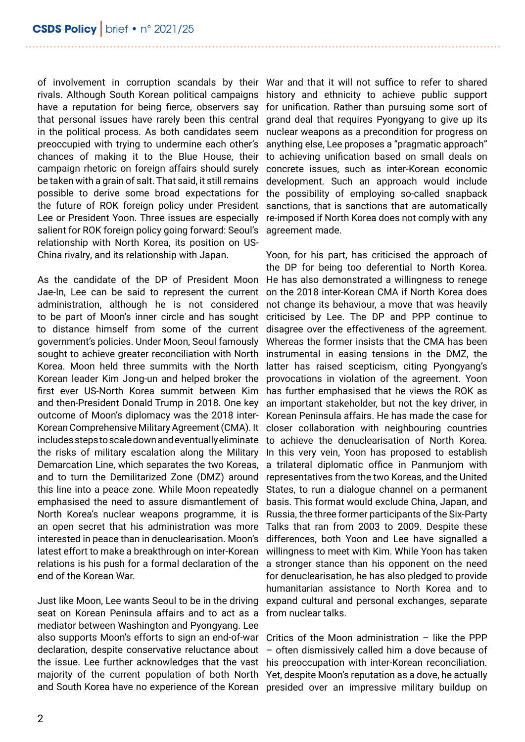of involvement in corruption scandals by their rivals. Although South Korean political campaigns have a reputation for being fierce, observers say that personal issues have rarely been this central in the political process. As both candidates seem preoccupied with trying to undermine each other's chances of making it to the Blue House, their campaign rhetoric on foreign affairs should surely be taken with a grain of salt. That said, it still remains possible to derive some broad expectations for the future of ROK foreign policy under President Lee or President Yoon. Three issues are especially salient for ROK foreign policy going forward: Seoul's relationship with North Korea, its position on US-China rivalry, and its relationship with Japan.

As the candidate of the DP of President Moon Jae-In, Lee can be said to represent the current administration, although he is not considered to be part of Moon's inner circle and has sought to distance himself from some of the current government's policies. Under Moon, Seoul famously sought to achieve greater reconciliation with North Korea. Moon held three summits with the North Korean leader Kim Jong-un and helped broker the first ever US-North Korea summit between Kim and then-President Donald Trump in 2018. One key outcome of Moon's diplomacy was the 2018 inter-Korean Comprehensive Military Agreement (CMA). It includes steps to scale down and eventually eliminate the risks of military escalation along the Military Demarcation Line, which separates the two Koreas, and to turn the Demilitarized Zone (DMZ) around this line into a peace zone. While Moon repeatedly emphasised the need to assure dismantlement of North Korea's nuclear weapons programme, it is an open secret that his administration was more interested in peace than in denuclearisation. Moon's latest effort to make a breakthrough on inter-Korean relations is his push for a formal declaration of the end of the Korean War.

Just like Moon, Lee wants Seoul to be in the driving seat on Korean Peninsula affairs and to act as a mediator between Washington and Pyongyang. Lee also supports Moon's efforts to sign an end-of-war declaration, despite conservative reluctance about the issue. Lee further acknowledges that the vast majority of the current population of both North and South Korea have no experience of the Korean War and that it will not suffice to refer to shared history and ethnicity to achieve public support for unification. Rather than pursuing some sort of grand deal that requires Pyongyang to give up its nuclear weapons as a precondition for progress on anything else, Lee proposes a "pragmatic approach" to achieving unification based on small deals on concrete issues, such as inter-Korean economic development. Such an approach would include the possibility of employing so-called snapback sanctions, that is sanctions that are automatically re-imposed if North Korea does not comply with any agreement made.

Yoon, for his part, has criticised the approach of the DP for being too deferential to North Korea. He has also demonstrated a willingness to renege on the 2018 inter-Korean CMA if North Korea does not change its behaviour, a move that was heavily criticised by Lee. The DP and PPP continue to disagree over the effectiveness of the agreement. Whereas the former insists that the CMA has been instrumental in easing tensions in the DMZ, the latter has raised scepticism, citing Pyongyang's provocations in violation of the agreement. Yoon has further emphasised that he views the ROK as an important stakeholder, but not the key driver, in Korean Peninsula affairs. He has made the case for closer collaboration with neighbouring countries to achieve the denuclearisation of North Korea. In this very vein, Yoon has proposed to establish a trilateral diplomatic office in Panmunjom with representatives from the two Koreas, and the United States, to run a dialogue channel on a permanent basis. This format would exclude China, Japan, and Russia, the three former participants of the Six-Party Talks that ran from 2003 to 2009. Despite these differences, both Yoon and Lee have signalled a willingness to meet with Kim. While Yoon has taken a stronger stance than his opponent on the need for denuclearisation, he has also pledged to provide humanitarian assistance to North Korea and to expand cultural and personal exchanges, separate from nuclear talks.

Critics of the Moon administration – like the PPP – often dismissively called him a dove because of his preoccupation with inter-Korean reconciliation. Yet, despite Moon's reputation as a dove, he actually presided over an impressive military buildup on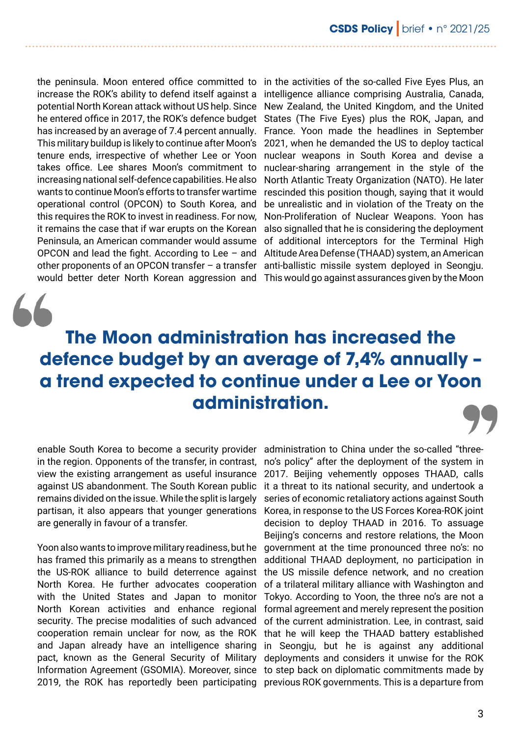the peninsula. Moon entered office committed to increase the ROK's ability to defend itself against a potential North Korean attack without US help. Since he entered office in 2017, the ROK's defence budget has increased by an average of 7.4 percent annually. This military buildup is likely to continue after Moon's tenure ends, irrespective of whether Lee or Yoon takes office. Lee shares Moon's commitment to increasing national self-defence capabilities. He also wants to continue Moon's efforts to transfer wartime operational control (OPCON) to South Korea, and this requires the ROK to invest in readiness. For now, it remains the case that if war erupts on the Korean Peninsula, an American commander would assume OPCON and lead the fight. According to Lee – and other proponents of an OPCON transfer – a transfer would better deter North Korean aggression and enable South Korea to become a security provider in the region. Opponents of the transfer, in contrast, view the existing arrangement as useful insurance against US abandonment. The South Korean public remains divided on the issue. While the split is largely partisan, it also appears that younger generations are generally in favour of a transfer.

> **The Moon administration has increased the defence budget by an average of 7,4% annually – a trend expected to continue under a Lee or Yoon administration.**

Yoon also wants to improve military readiness, but he has framed this primarily as a means to strengthen the US-ROK alliance to build deterrence against North Korea. He further advocates cooperation with the United States and Japan to monitor North Korean activities and enhance regional security. The precise modalities of such advanced cooperation remain unclear for now, as the ROK and Japan already have an intelligence sharing pact, known as the General Security of Military Information Agreement (GSOMIA). Moreover, since 2019, the ROK has reportedly been participating in the activities of the so-called Five Eyes Plus, an intelligence alliance comprising Australia, Canada, New Zealand, the United Kingdom, and the United States (The Five Eyes) plus the ROK, Japan, and France. Yoon made the headlines in September 2021, when he demanded the US to deploy tactical nuclear weapons in South Korea and devise a nuclear-sharing arrangement in the style of the North Atlantic Treaty Organization (NATO). He later rescinded this position though, saying that it would be unrealistic and in violation of the Treaty on the Non-Proliferation of Nuclear Weapons. Yoon has also signalled that he is considering the deployment of additional interceptors for the Terminal High Altitude Area Defense (THAAD) system, an American anti-ballistic missile system deployed in Seongju. This would go against assurances given by the Moon administration to China under the so-called "three-no's policy" after the deployment of the system in 2017. Beijing vehemently opposes THAAD, calls it a threat to its national security, and undertook a series of economic retaliatory actions against South Korea, in response to the US Forces Korea-ROK joint decision to deploy THAAD in 2016. To assuage Beijing's concerns and restore relations, the Moon government at the time pronounced three no's: no additional THAAD deployment, no participation in the US missile defence network, and no creation of a trilateral military alliance with Washington and Tokyo. According to Yoon, the three no's are not a formal agreement and merely represent the position of the current administration. Lee, in contrast, said that he will keep the THAAD battery established in Seongju, but he is against any additional deployments and considers it unwise for the ROK to step back on diplomatic commitments made by previous ROK governments. This is a departure from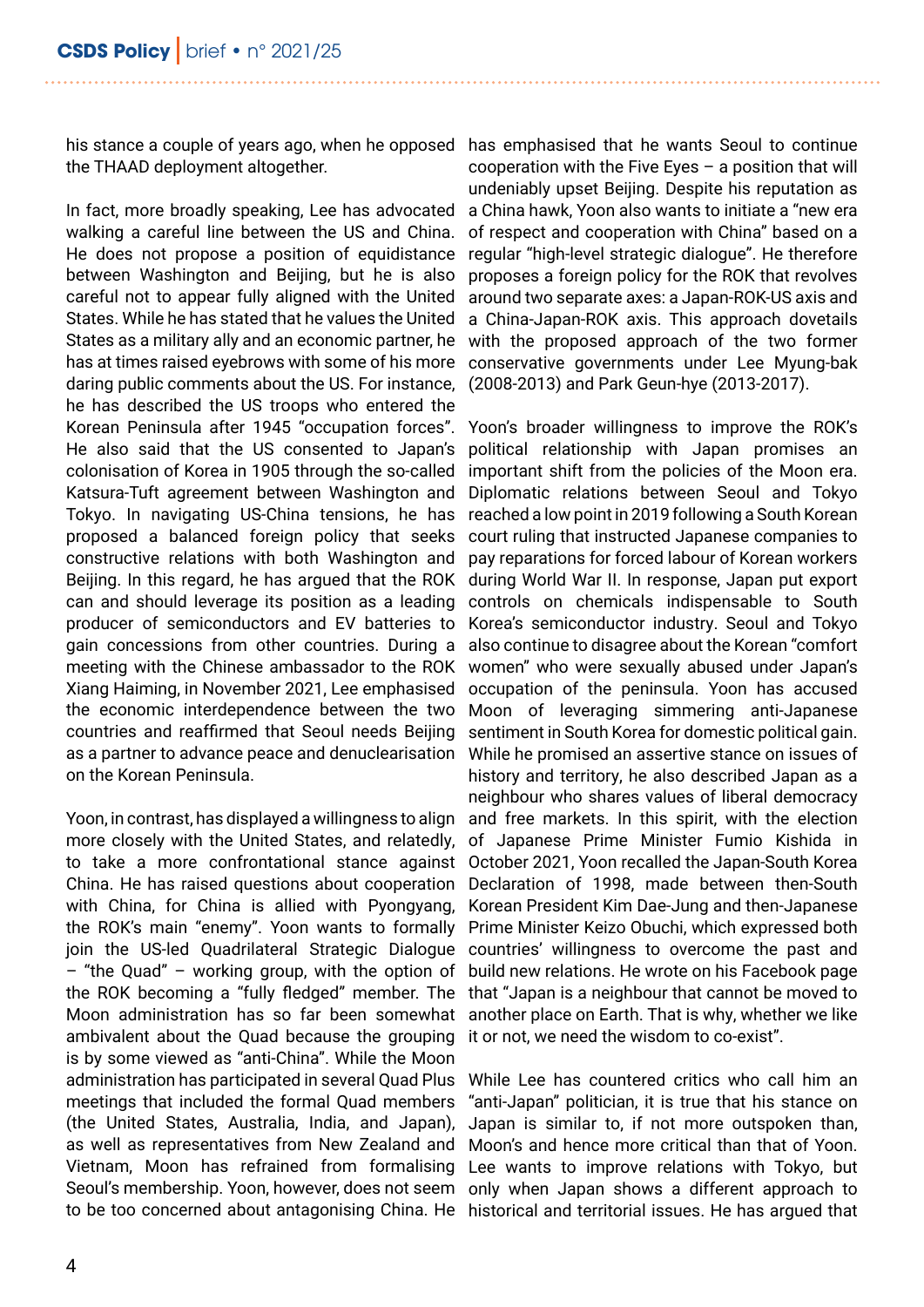his stance a couple of years ago, when he opposed the THAAD deployment altogether.

In fact, more broadly speaking, Lee has advocated walking a careful line between the US and China. He does not propose a position of equidistance between Washington and Beijing, but he is also careful not to appear fully aligned with the United States. While he has stated that he values the United States as a military ally and an economic partner, he has at times raised eyebrows with some of his more daring public comments about the US. For instance, he has described the US troops who entered the Korean Peninsula after 1945 "occupation forces". He also said that the US consented to Japan's colonisation of Korea in 1905 through the so-called Katsura-Tuft agreement between Washington and Tokyo. In navigating US-China tensions, he has proposed a balanced foreign policy that seeks constructive relations with both Washington and Beijing. In this regard, he has argued that the ROK can and should leverage its position as a leading producer of semiconductors and EV batteries to gain concessions from other countries. During a meeting with the Chinese ambassador to the ROK Xiang Haiming, in November 2021, Lee emphasised the economic interdependence between the two countries and reaffirmed that Seoul needs Beijing as a partner to advance peace and denuclearisation on the Korean Peninsula.

Yoon, in contrast, has displayed a willingness to align more closely with the United States, and relatedly, to take a more confrontational stance against China. He has raised questions about cooperation with China, for China is allied with Pyongyang, the ROK's main "enemy". Yoon wants to formally join the US-led Quadrilateral Strategic Dialogue – "the Quad" – working group, with the option of the ROK becoming a "fully fledged" member. The Moon administration has so far been somewhat ambivalent about the Quad because the grouping is by some viewed as "anti-China". While the Moon administration has participated in several Quad Plus meetings that included the formal Quad members (the United States, Australia, India, and Japan), as well as representatives from New Zealand and Vietnam, Moon has refrained from formalising Seoul's membership. Yoon, however, does not seem to be too concerned about antagonising China. He has emphasised that he wants Seoul to continue cooperation with the Five Eyes – a position that will undeniably upset Beijing. Despite his reputation as a China hawk, Yoon also wants to initiate a "new era of respect and cooperation with China" based on a regular "high-level strategic dialogue". He therefore proposes a foreign policy for the ROK that revolves around two separate axes: a Japan-ROK-US axis and a China-Japan-ROK axis. This approach dovetails with the proposed approach of the two former conservative governments under Lee Myung-bak (2008-2013) and Park Geun-hye (2013-2017).

Yoon's broader willingness to improve the ROK's political relationship with Japan promises an important shift from the policies of the Moon era. Diplomatic relations between Seoul and Tokyo reached a low point in 2019 following a South Korean court ruling that instructed Japanese companies to pay reparations for forced labour of Korean workers during World War II. In response, Japan put export controls on chemicals indispensable to South Korea's semiconductor industry. Seoul and Tokyo also continue to disagree about the Korean "comfort women" who were sexually abused under Japan's occupation of the peninsula. Yoon has accused Moon of leveraging simmering anti-Japanese sentiment in South Korea for domestic political gain. While he promised an assertive stance on issues of history and territory, he also described Japan as a neighbour who shares values of liberal democracy and free markets. In this spirit, with the election of Japanese Prime Minister Fumio Kishida in October 2021, Yoon recalled the Japan-South Korea Declaration of 1998, made between then-South Korean President Kim Dae-Jung and then-Japanese Prime Minister Keizo Obuchi, which expressed both countries' willingness to overcome the past and build new relations. He wrote on his Facebook page that "Japan is a neighbour that cannot be moved to another place on Earth. That is why, whether we like it or not, we need the wisdom to co-exist".

While Lee has countered critics who call him an "anti-Japan" politician, it is true that his stance on Japan is similar to, if not more outspoken than, Moon's and hence more critical than that of Yoon. Lee wants to improve relations with Tokyo, but only when Japan shows a different approach to historical and territorial issues. He has argued that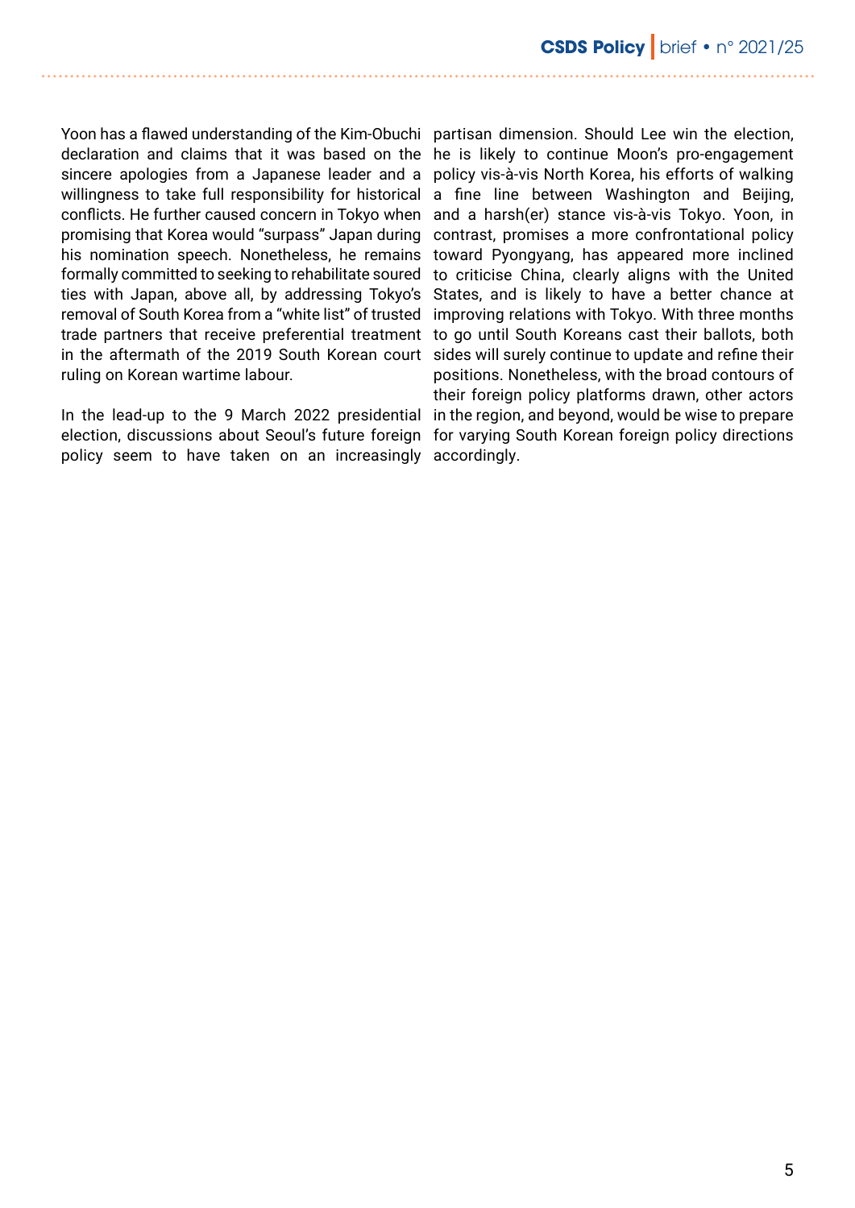Yoon has a flawed understanding of the Kim-Obuchi declaration and claims that it was based on the sincere apologies from a Japanese leader and a willingness to take full responsibility for historical conflicts. He further caused concern in Tokyo when promising that Korea would "surpass" Japan during his nomination speech. Nonetheless, he remains formally committed to seeking to rehabilitate soured ties with Japan, above all, by addressing Tokyo's removal of South Korea from a "white list" of trusted trade partners that receive preferential treatment in the aftermath of the 2019 South Korean court ruling on Korean wartime labour.

In the lead-up to the 9 March 2022 presidential election, discussions about Seoul's future foreign policy seem to have taken on an increasingly partisan dimension. Should Lee win the election, he is likely to continue Moon's pro-engagement policy vis-à-vis North Korea, his efforts of walking a fine line between Washington and Beijing, and a harsh(er) stance vis-à-vis Tokyo. Yoon, in contrast, promises a more confrontational policy toward Pyongyang, has appeared more inclined to criticise China, clearly aligns with the United States, and is likely to have a better chance at improving relations with Tokyo. With three months to go until South Koreans cast their ballots, both sides will surely continue to update and refine their positions. Nonetheless, with the broad contours of their foreign policy platforms drawn, other actors in the region, and beyond, would be wise to prepare for varying South Korean foreign policy directions accordingly.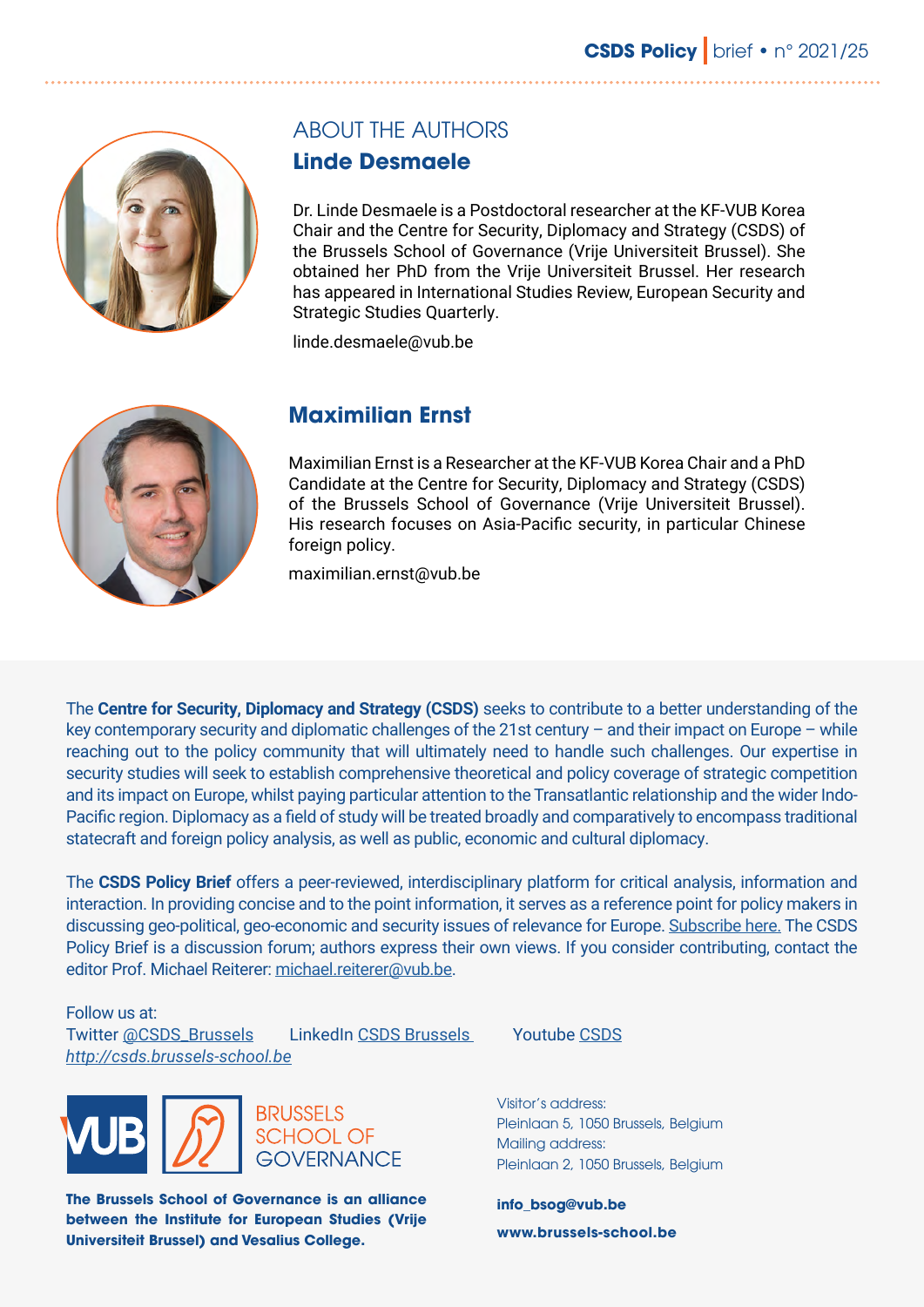## ABOUT THE AUTHORS

### Linde Desmaele

Dr. Linde Desmaele is a Postdoctoral researcher at the KF-VUB Korea Chair and the Centre for Security, Diplomacy and Strategy (CSDS) of the Brussels School of Governance (Vrije Universiteit Brussel). She obtained her PhD from the Vrije Universiteit Brussel. Her research has appeared in International Studies Review, European Security and Strategic Studies Quarterly.

linde.desmaele@vub.be

### Maximilian Ernst

Maximilian Ernst is a Researcher at the KF-VUB Korea Chair and a PhD Candidate at the Centre for Security, Diplomacy and Strategy (CSDS) of the Brussels School of Governance (Vrije Universiteit Brussel). His research focuses on Asia-Pacific security, in particular Chinese foreign policy.

maximilian.ernst@vub.be

The **Centre for Security, Diplomacy and Strategy (CSDS)** seeks to contribute to a better understanding of the key contemporary security and diplomatic challenges of the 21st century – and their impact on Europe – while reaching out to the policy community that will ultimately need to handle such challenges. Our expertise in security studies will seek to establish comprehensive theoretical and policy coverage of strategic competition and its impact on Europe, whilst paying particular attention to the Transatlantic relationship and the wider Indo-Pacific region. Diplomacy as a field of study will be treated broadly and comparatively to encompass traditional statecraft and foreign policy analysis, as well as public, economic and cultural diplomacy.

The **CSDS Policy Brief** offers a peer-reviewed, interdisciplinary platform for critical analysis, information and interaction. In providing concise and to the point information, it serves as a reference point for policy makers in discussing geo-political, geo-economic and security issues of relevance for Europe. Subscribe here. The CSDS Policy Brief is a discussion forum; authors express their own views. If you consider contributing, contact the editor Prof. Michael Reiterer: michael.reiterer@vub.be.

Follow us at:
Twitter @CSDS_Brussels LinkedIn CSDS Brussels Youtube CSDS
*http://csds.brussels-school.be*

VUB BRUSSELS SCHOOL OF GOVERNANCE

**The Brussels School of Governance is an alliance between the Institute for European Studies (Vrije Universiteit Brussel) and Vesalius College.**

Visitor's address:
Pleinlaan 5, 1050 Brussels, Belgium
Mailing address:
Pleinlaan 2, 1050 Brussels, Belgium

**info_bsog@vub.be**

**www.brussels-school.be**